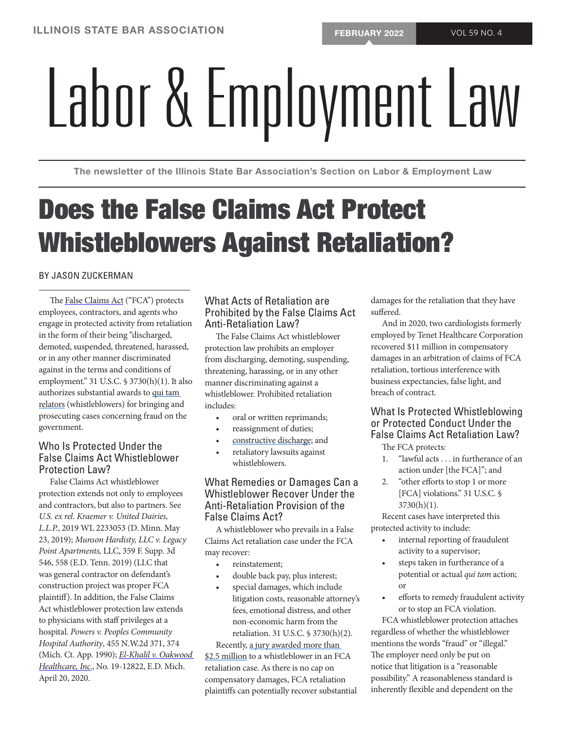# Labor & Employment Law

The newsletter of the Illinois State Bar Association's Section on Labor & Employment Law

## Does the False Claims Act Protect Whistleblowers Against Retaliation?

BY JASON ZUCKERMAN

The False Claims Act ("FCA") protects employees, contractors, and agents who engage in protected activity from retaliation in the form of their being "discharged, demoted, suspended, threatened, harassed, or in any other manner discriminated against in the terms and conditions of employment." 31 U.S.C. § 3730(h)(1). It also authorizes substantial awards to qui tam relators (whistleblowers) for bringing and prosecuting cases concerning fraud on the government.

### Who Is Protected Under the False Claims Act Whistleblower Protection Law?

False Claims Act whistleblower protection extends not only to employees and contractors, but also to partners. See *U.S. ex rel. Kraemer v. United Dairies, L.L.P.*, 2019 WL 2233053 (D. Minn. May 23, 2019); *Munson Hardisty, LLC v. Legacy Point Apartments,* LLC, 359 F. Supp. 3d 546, 558 (E.D. Tenn. 2019) (LLC that was general contractor on defendant's construction project was proper FCA plaintiff). In addition, the False Claims Act whistleblower protection law extends to physicians with staff privileges at a hospital. *Powers v. Peoples Community Hospital Authority*, 455 N.W.2d 371, 374 (Mich. Ct. App. 1990); *El-Khalil v. Oakwood Healthcare, Inc.*, No. 19-12822, E.D. Mich. April 20, 2020.

### What Acts of Retaliation are Prohibited by the False Claims Act Anti-Retaliation Law?

The False Claims Act whistleblower protection law prohibits an employer from discharging, demoting, suspending, threatening, harassing, or in any other manner discriminating against a whistleblower. Prohibited retaliation includes:

- oral or written reprimands;
- reassignment of duties;
- constructive discharge; and
- retaliatory lawsuits against whistleblowers.

### What Remedies or Damages Can a Whistleblower Recover Under the Anti-Retaliation Provision of the False Claims Act?

A whistleblower who prevails in a False Claims Act retaliation case under the FCA may recover:

- reinstatement;
- double back pay, plus interest;
- special damages, which include litigation costs, reasonable attorney's fees, emotional distress, and other non-economic harm from the retaliation. 31 U.S.C. § 3730(h)(2).

Recently, a jury awarded more than $2.5 million to a whistleblower in an FCA retaliation case. As there is no cap on compensatory damages, FCA retaliation plaintiffs can potentially recover substantial damages for the retaliation that they have suffered.

And in 2020, two cardiologists formerly employed by Tenet Healthcare Corporation recovered $11 million in compensatory damages in an arbitration of claims of FCA retaliation, tortious interference with business expectancies, false light, and breach of contract.

### What Is Protected Whistleblowing or Protected Conduct Under the False Claims Act Retaliation Law?

The FCA protects:

1. "lawful acts . . . in furtherance of an action under [the FCA]"; and
2. "other efforts to stop 1 or more [FCA] violations." 31 U.S.C. § 3730(h)(1).

Recent cases have interpreted this protected activity to include:

- internal reporting of fraudulent activity to a supervisor;
- steps taken in furtherance of a potential or actual *qui tam* action; or
- efforts to remedy fraudulent activity or to stop an FCA violation.

FCA whistleblower protection attaches regardless of whether the whistleblower mentions the words "fraud" or "illegal." The employer need only be put on notice that litigation is a "reasonable possibility." A reasonableness standard is inherently flexible and dependent on the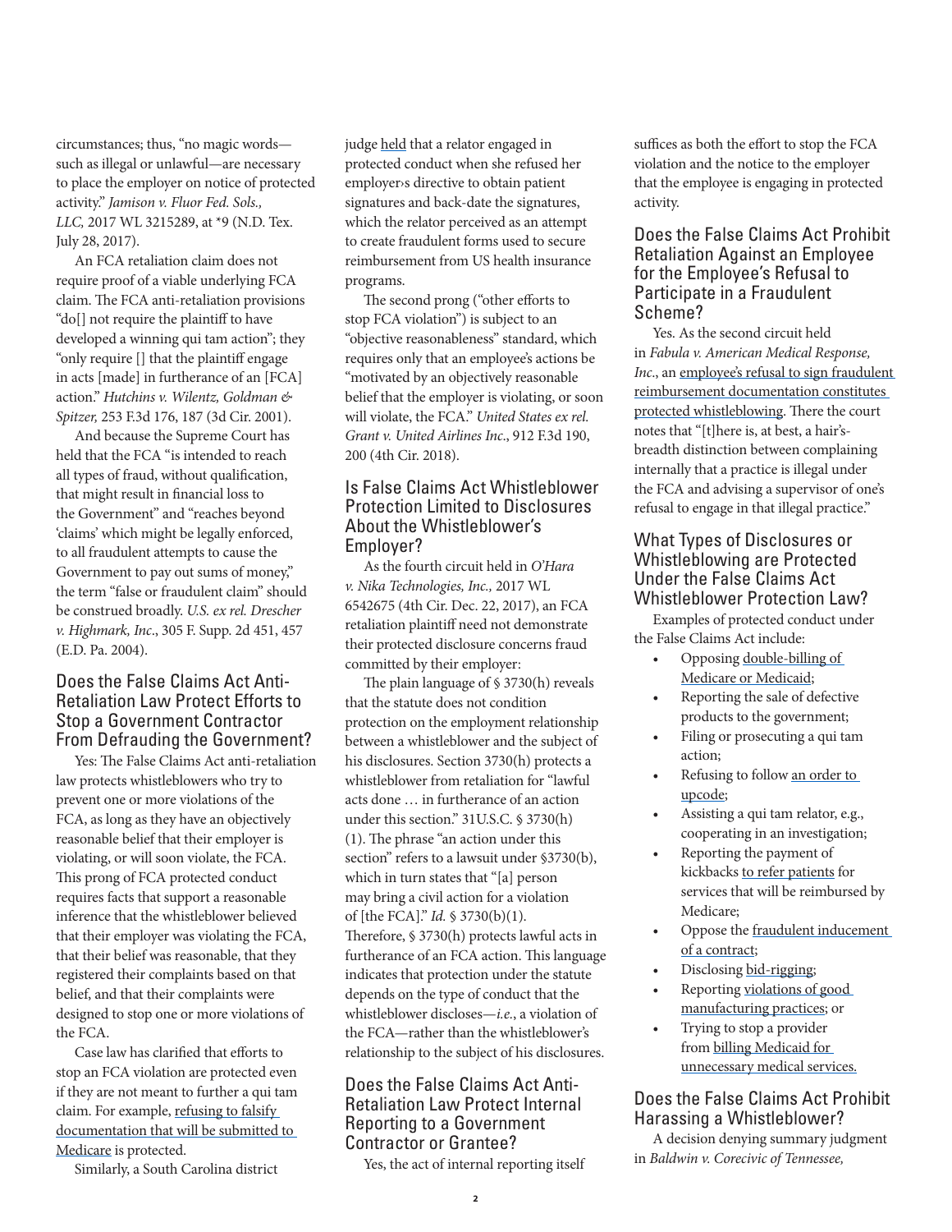circumstances; thus, "no magic words—such as illegal or unlawful—are necessary to place the employer on notice of protected activity." *Jamison v. Fluor Fed. Sols., LLC,* 2017 WL 3215289, at *9 (N.D. Tex. July 28, 2017).

An FCA retaliation claim does not require proof of a viable underlying FCA claim. The FCA anti-retaliation provisions "do[] not require the plaintiff to have developed a winning qui tam action"; they "only require [] that the plaintiff engage in acts [made] in furtherance of an [FCA] action." *Hutchins v. Wilentz, Goldman & Spitzer,* 253 F.3d 176, 187 (3d Cir. 2001).

And because the Supreme Court has held that the FCA "is intended to reach all types of fraud, without qualification, that might result in financial loss to the Government" and "reaches beyond 'claims' which might be legally enforced, to all fraudulent attempts to cause the Government to pay out sums of money," the term "false or fraudulent claim" should be construed broadly. *U.S. ex rel. Drescher v. Highmark, Inc*., 305 F. Supp. 2d 451, 457 (E.D. Pa. 2004).

## Does the False Claims Act Anti-Retaliation Law Protect Efforts to Stop a Government Contractor From Defrauding the Government?

Yes: The False Claims Act anti-retaliation law protects whistleblowers who try to prevent one or more violations of the FCA, as long as they have an objectively reasonable belief that their employer is violating, or will soon violate, the FCA. This prong of FCA protected conduct requires facts that support a reasonable inference that the whistleblower believed that their employer was violating the FCA, that their belief was reasonable, that they registered their complaints based on that belief, and that their complaints were designed to stop one or more violations of the FCA.

Case law has clarified that efforts to stop an FCA violation are protected even if they are not meant to further a qui tam claim. For example, refusing to falsify documentation that will be submitted to Medicare is protected.

Similarly, a South Carolina district judge held that a relator engaged in protected conduct when she refused her employer›s directive to obtain patient signatures and back-date the signatures, which the relator perceived as an attempt to create fraudulent forms used to secure reimbursement from US health insurance programs.

The second prong ("other efforts to stop FCA violation") is subject to an "objective reasonableness" standard, which requires only that an employee's actions be "motivated by an objectively reasonable belief that the employer is violating, or soon will violate, the FCA." *United States ex rel. Grant v. United Airlines Inc*., 912 F.3d 190, 200 (4th Cir. 2018).

## Is False Claims Act Whistleblower Protection Limited to Disclosures About the Whistleblower's Employer?

As the fourth circuit held in *O'Hara v. Nika Technologies, Inc.,* 2017 WL 6542675 (4th Cir. Dec. 22, 2017), an FCA retaliation plaintiff need not demonstrate their protected disclosure concerns fraud committed by their employer:

The plain language of § 3730(h) reveals that the statute does not condition protection on the employment relationship between a whistleblower and the subject of his disclosures. Section 3730(h) protects a whistleblower from retaliation for "lawful acts done … in furtherance of an action under this section." 31U.S.C. § 3730(h)(1). The phrase "an action under this section" refers to a lawsuit under §3730(b), which in turn states that "[a] person may bring a civil action for a violation of [the FCA]." *Id.* § 3730(b)(1). Therefore, § 3730(h) protects lawful acts in furtherance of an FCA action. This language indicates that protection under the statute depends on the type of conduct that the whistleblower discloses—*i.e.*, a violation of the FCA—rather than the whistleblower's relationship to the subject of his disclosures.

## Does the False Claims Act Anti-Retaliation Law Protect Internal Reporting to a Government Contractor or Grantee?

Yes, the act of internal reporting itself suffices as both the effort to stop the FCA violation and the notice to the employer that the employee is engaging in protected activity.

## Does the False Claims Act Prohibit Retaliation Against an Employee for the Employee's Refusal to Participate in a Fraudulent Scheme?

Yes. As the second circuit held in *Fabula v. American Medical Response, Inc.*, an employee's refusal to sign fraudulent reimbursement documentation constitutes protected whistleblowing. There the court notes that "[t]here is, at best, a hair's-breadth distinction between complaining internally that a practice is illegal under the FCA and advising a supervisor of one's refusal to engage in that illegal practice."

## What Types of Disclosures or Whistleblowing are Protected Under the False Claims Act Whistleblower Protection Law?

Examples of protected conduct under the False Claims Act include:

- Opposing double-billing of Medicare or Medicaid;
- Reporting the sale of defective products to the government;
- Filing or prosecuting a qui tam action;
- Refusing to follow an order to upcode;
- Assisting a qui tam relator, e.g., cooperating in an investigation;
- Reporting the payment of kickbacks to refer patients for services that will be reimbursed by Medicare;
- Oppose the fraudulent inducement of a contract;
- Disclosing bid-rigging;
- Reporting violations of good manufacturing practices; or
- Trying to stop a provider from billing Medicaid for unnecessary medical services.

## Does the False Claims Act Prohibit Harassing a Whistleblower?

A decision denying summary judgment in *Baldwin v. Corecivic of Tennessee,*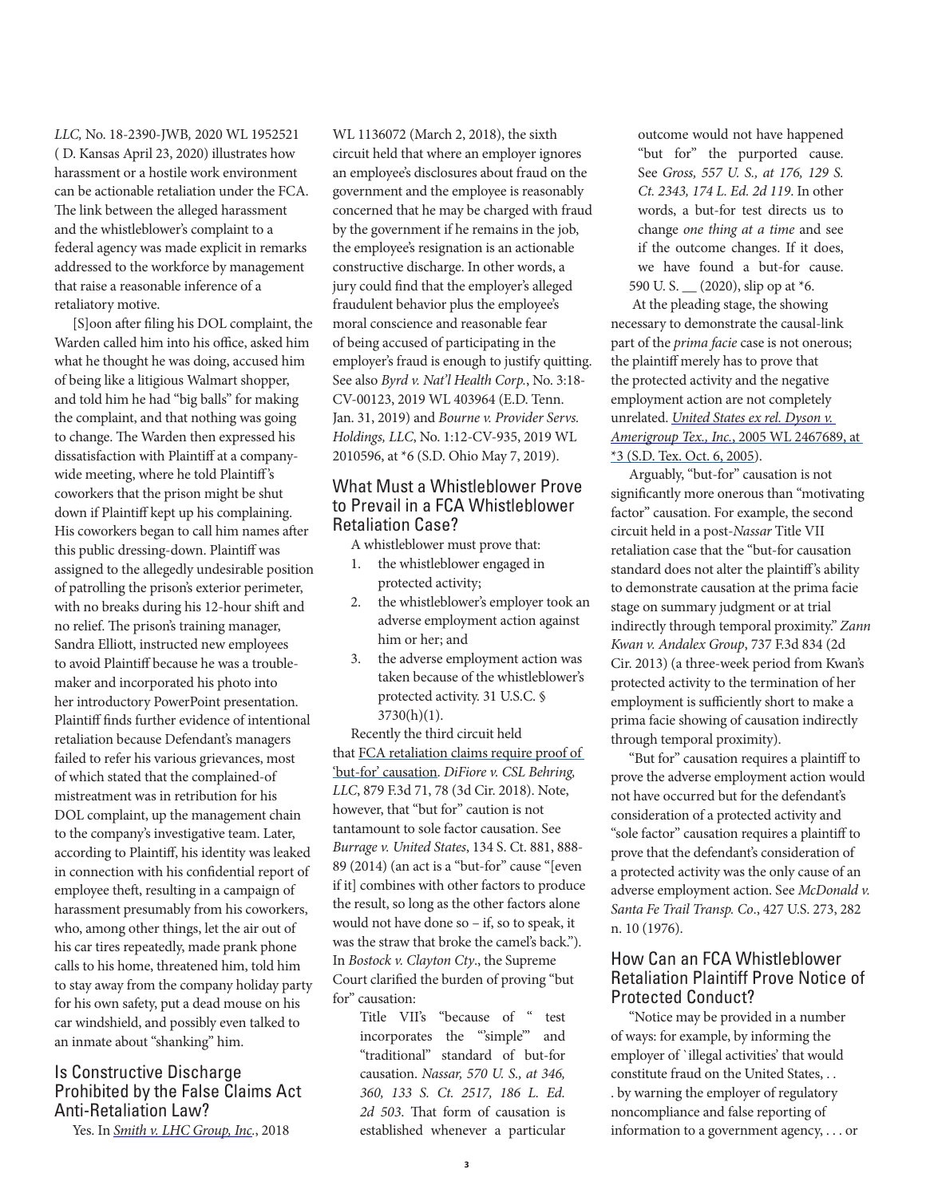*LLC,* No. 18-2390-JWB, 2020 WL 1952521 ( D. Kansas April 23, 2020) illustrates how harassment or a hostile work environment can be actionable retaliation under the FCA. The link between the alleged harassment and the whistleblower's complaint to a federal agency was made explicit in remarks addressed to the workforce by management that raise a reasonable inference of a retaliatory motive.

[S]oon after filing his DOL complaint, the Warden called him into his office, asked him what he thought he was doing, accused him of being like a litigious Walmart shopper, and told him he had "big balls" for making the complaint, and that nothing was going to change. The Warden then expressed his dissatisfaction with Plaintiff at a company-wide meeting, where he told Plaintiff's coworkers that the prison might be shut down if Plaintiff kept up his complaining. His coworkers began to call him names after this public dressing-down. Plaintiff was assigned to the allegedly undesirable position of patrolling the prison's exterior perimeter, with no breaks during his 12-hour shift and no relief. The prison's training manager, Sandra Elliott, instructed new employees to avoid Plaintiff because he was a trouble-maker and incorporated his photo into her introductory PowerPoint presentation. Plaintiff finds further evidence of intentional retaliation because Defendant's managers failed to refer his various grievances, most of which stated that the complained-of mistreatment was in retribution for his DOL complaint, up the management chain to the company's investigative team. Later, according to Plaintiff, his identity was leaked in connection with his confidential report of employee theft, resulting in a campaign of harassment presumably from his coworkers, who, among other things, let the air out of his car tires repeatedly, made prank phone calls to his home, threatened him, told him to stay away from the company holiday party for his own safety, put a dead mouse on his car windshield, and possibly even talked to an inmate about "shanking" him.

## Is Constructive Discharge Prohibited by the False Claims Act Anti-Retaliation Law?

Yes. In *Smith v. LHC Group, Inc.*, 2018 WL 1136072 (March 2, 2018), the sixth circuit held that where an employer ignores an employee's disclosures about fraud on the government and the employee is reasonably concerned that he may be charged with fraud by the government if he remains in the job, the employee's resignation is an actionable constructive discharge. In other words, a jury could find that the employer's alleged fraudulent behavior plus the employee's moral conscience and reasonable fear of being accused of participating in the employer's fraud is enough to justify quitting. See also *Byrd v. Nat'l Health Corp.*, No. 3:18-CV-00123, 2019 WL 403964 (E.D. Tenn. Jan. 31, 2019) and *Bourne v. Provider Servs. Holdings, LLC*, No. 1:12-CV-935, 2019 WL 2010596, at *6 (S.D. Ohio May 7, 2019).

## What Must a Whistleblower Prove to Prevail in a FCA Whistleblower Retaliation Case?

A whistleblower must prove that:

1. the whistleblower engaged in protected activity;
2. the whistleblower's employer took an adverse employment action against him or her; and
3. the adverse employment action was taken because of the whistleblower's protected activity. 31 U.S.C. § 3730(h)(1).

Recently the third circuit held that FCA retaliation claims require proof of 'but-for' causation. *DiFiore v. CSL Behring, LLC*, 879 F.3d 71, 78 (3d Cir. 2018). Note, however, that "but for" caution is not tantamount to sole factor causation. See *Burrage v. United States*, 134 S. Ct. 881, 888-89 (2014) (an act is a "but-for" cause "[even if it] combines with other factors to produce the result, so long as the other factors alone would not have done so – if, so to speak, it was the straw that broke the camel's back."). In *Bostock v. Clayton Cty.*, the Supreme Court clarified the burden of proving "but for" causation:

> Title VII's "because of " test incorporates the "'simple'" and "traditional" standard of but-for causation. *Nassar, 570 U. S., at 346, 360, 133 S. Ct. 2517, 186 L. Ed. 2d 503.* That form of causation is established whenever a particular outcome would not have happened "but for" the purported cause. See *Gross, 557 U. S., at 176, 129 S. Ct. 2343, 174 L. Ed. 2d 119*. In other words, a but-for test directs us to change *one thing at a time* and see if the outcome changes. If it does, we have found a but-for cause. 590 U. S. __ (2020), slip op at *6.

At the pleading stage, the showing necessary to demonstrate the causal-link part of the *prima facie* case is not onerous; the plaintiff merely has to prove that the protected activity and the negative employment action are not completely unrelated. United States ex rel. Dyson v. Amerigroup Tex., Inc., 2005 WL 2467689, at *3 (S.D. Tex. Oct. 6, 2005).

Arguably, "but-for" causation is not significantly more onerous than "motivating factor" causation. For example, the second circuit held in a post-*Nassar* Title VII retaliation case that the "but-for causation standard does not alter the plaintiff's ability to demonstrate causation at the prima facie stage on summary judgment or at trial indirectly through temporal proximity." *Zann Kwan v. Andalex Group*, 737 F.3d 834 (2d Cir. 2013) (a three-week period from Kwan's protected activity to the termination of her employment is sufficiently short to make a prima facie showing of causation indirectly through temporal proximity).

"But for" causation requires a plaintiff to prove the adverse employment action would not have occurred but for the defendant's consideration of a protected activity and "sole factor" causation requires a plaintiff to prove that the defendant's consideration of a protected activity was the only cause of an adverse employment action. See *McDonald v. Santa Fe Trail Transp. Co*., 427 U.S. 273, 282 n. 10 (1976).

## How Can an FCA Whistleblower Retaliation Plaintiff Prove Notice of Protected Conduct?

"Notice may be provided in a number of ways: for example, by informing the employer of `illegal activities' that would constitute fraud on the United States, . . . by warning the employer of regulatory noncompliance and false reporting of information to a government agency, . . . or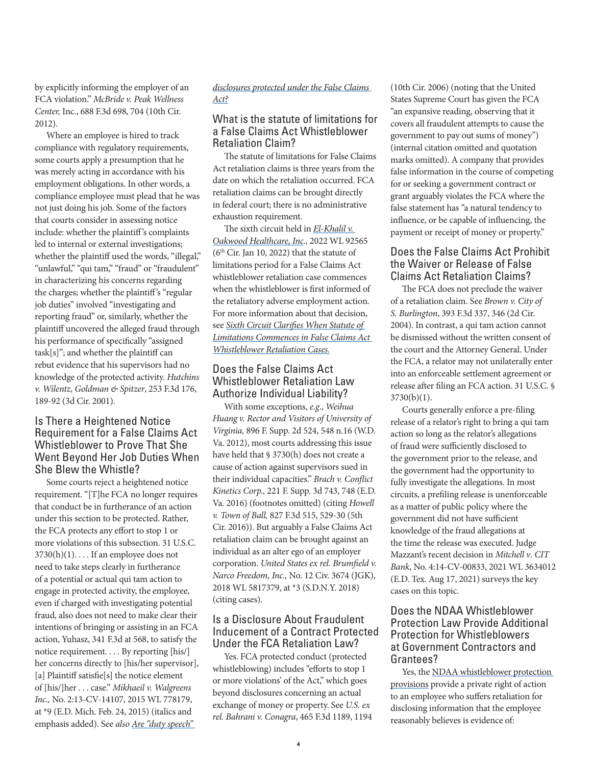by explicitly informing the employer of an FCA violation." *McBride v. Peak Wellness Center,* Inc., 688 F.3d 698, 704 (10th Cir. 2012).

Where an employee is hired to track compliance with regulatory requirements, some courts apply a presumption that he was merely acting in accordance with his employment obligations. In other words, a compliance employee must plead that he was not just doing his job. Some of the factors that courts consider in assessing notice include: whether the plaintiff's complaints led to internal or external investigations; whether the plaintiff used the words, "illegal," "unlawful," "qui tam," "fraud" or "fraudulent" in characterizing his concerns regarding the charges; whether the plaintiff's "regular job duties" involved "investigating and reporting fraud" or, similarly, whether the plaintiff uncovered the alleged fraud through his performance of specifically "assigned task[s]"; and whether the plaintiff can rebut evidence that his supervisors had no knowledge of the protected activity. *Hutchins v. Wilentz, Goldman & Spitzer*, 253 F.3d 176, 189-92 (3d Cir. 2001).

## Is There a Heightened Notice Requirement for a False Claims Act Whistleblower to Prove That She Went Beyond Her Job Duties When She Blew the Whistle?

Some courts reject a heightened notice requirement. "[T]he FCA no longer requires that conduct be in furtherance of an action under this section to be protected. Rather, the FCA protects any effort to stop 1 or more violations of this subsection. 31 U.S.C. 3730(h)(1). . . . If an employee does not need to take steps clearly in furtherance of a potential or actual qui tam action to engage in protected activity, the employee, even if charged with investigating potential fraud, also does not need to make clear their intentions of bringing or assisting in an FCA action, Yuhasz, 341 F.3d at 568, to satisfy the notice requirement. . . . By reporting [his/] her concerns directly to [his/her supervisor], [a] Plaintiff satisfie[s] the notice element of [his/]her . . . case." *Mikhaeil v. Walgreens Inc.,* No. 2:13-CV-14107, 2015 WL 778179, at *9 (E.D. Mich. Feb. 24, 2015) (italics and emphasis added). See *also Are "duty speech" disclosures protected under the False Claims Act?*

## What is the statute of limitations for a False Claims Act Whistleblower Retaliation Claim?

The statute of limitations for False Claims Act retaliation claims is three years from the date on which the retaliation occurred. FCA retaliation claims can be brought directly in federal court; there is no administrative exhaustion requirement.

The sixth circuit held in *El-Khalil v. Oakwood Healthcare, Inc.,* 2022 WL 92565 (6th Cir. Jan 10, 2022) that the statute of limitations period for a False Claims Act whistleblower retaliation case commences when the whistleblower is first informed of the retaliatory adverse employment action. For more information about that decision, see *Sixth Circuit Clarifies When Statute of Limitations Commences in False Claims Act Whistleblower Retaliation Cases.*

## Does the False Claims Act Whistleblower Retaliation Law Authorize Individual Liability?

With some exceptions, *e.g*., *Weihua Huang v. Rector and Visitors of University of Virginia,* 896 F. Supp. 2d 524, 548 n.16 (W.D. Va. 2012), most courts addressing this issue have held that § 3730(h) does not create a cause of action against supervisors sued in their individual capacities." *Brach v. Conflict Kinetics Corp.,* 221 F. Supp. 3d 743, 748 (E.D. Va. 2016) (footnotes omitted) (citing *Howell v. Town of Ball,* 827 F.3d 515, 529-30 (5th Cir. 2016)). But arguably a False Claims Act retaliation claim can be brought against an individual as an alter ego of an employer corporation. *United States ex rel. Brumfield v. Narco Freedom, Inc.,* No. 12 Civ. 3674 (JGK), 2018 WL 5817379, at *3 (S.D.N.Y. 2018) (citing cases).

## Is a Disclosure About Fraudulent Inducement of a Contract Protected Under the FCA Retaliation Law?

Yes. FCA protected conduct (protected whistleblowing) includes "efforts to stop 1 or more violations' of the Act," which goes beyond disclosures concerning an actual exchange of money or property. See *U.S. ex rel. Bahrani v. Conagra*, 465 F.3d 1189, 1194 (10th Cir. 2006) (noting that the United States Supreme Court has given the FCA "an expansive reading, observing that it covers all fraudulent attempts to cause the government to pay out sums of money") (internal citation omitted and quotation marks omitted). A company that provides false information in the course of competing for or seeking a government contract or grant arguably violates the FCA where the false statement has "a natural tendency to influence, or be capable of influencing, the payment or receipt of money or property."

## Does the False Claims Act Prohibit the Waiver or Release of False Claims Act Retaliation Claims?

The FCA does not preclude the waiver of a retaliation claim. See *Brown v. City of S. Burlington*, 393 F.3d 337, 346 (2d Cir. 2004). In contrast, a qui tam action cannot be dismissed without the written consent of the court and the Attorney General. Under the FCA, a relator may not unilaterally enter into an enforceable settlement agreement or release after filing an FCA action. 31 U.S.C. § 3730(b)(1).

Courts generally enforce a pre-filing release of a relator's right to bring a qui tam action so long as the relator's allegations of fraud were sufficiently disclosed to the government prior to the release, and the government had the opportunity to fully investigate the allegations. In most circuits, a prefiling release is unenforceable as a matter of public policy where the government did not have sufficient knowledge of the fraud allegations at the time the release was executed. Judge Mazzant's recent decision in *Mitchell v. CIT Bank*, No. 4:14-CV-00833, 2021 WL 3634012 (E.D. Tex. Aug 17, 2021) surveys the key cases on this topic.

## Does the NDAA Whistleblower Protection Law Provide Additional Protection for Whistleblowers at Government Contractors and Grantees?

Yes, the NDAA whistleblower protection provisions provide a private right of action to an employee who suffers retaliation for disclosing information that the employee reasonably believes is evidence of: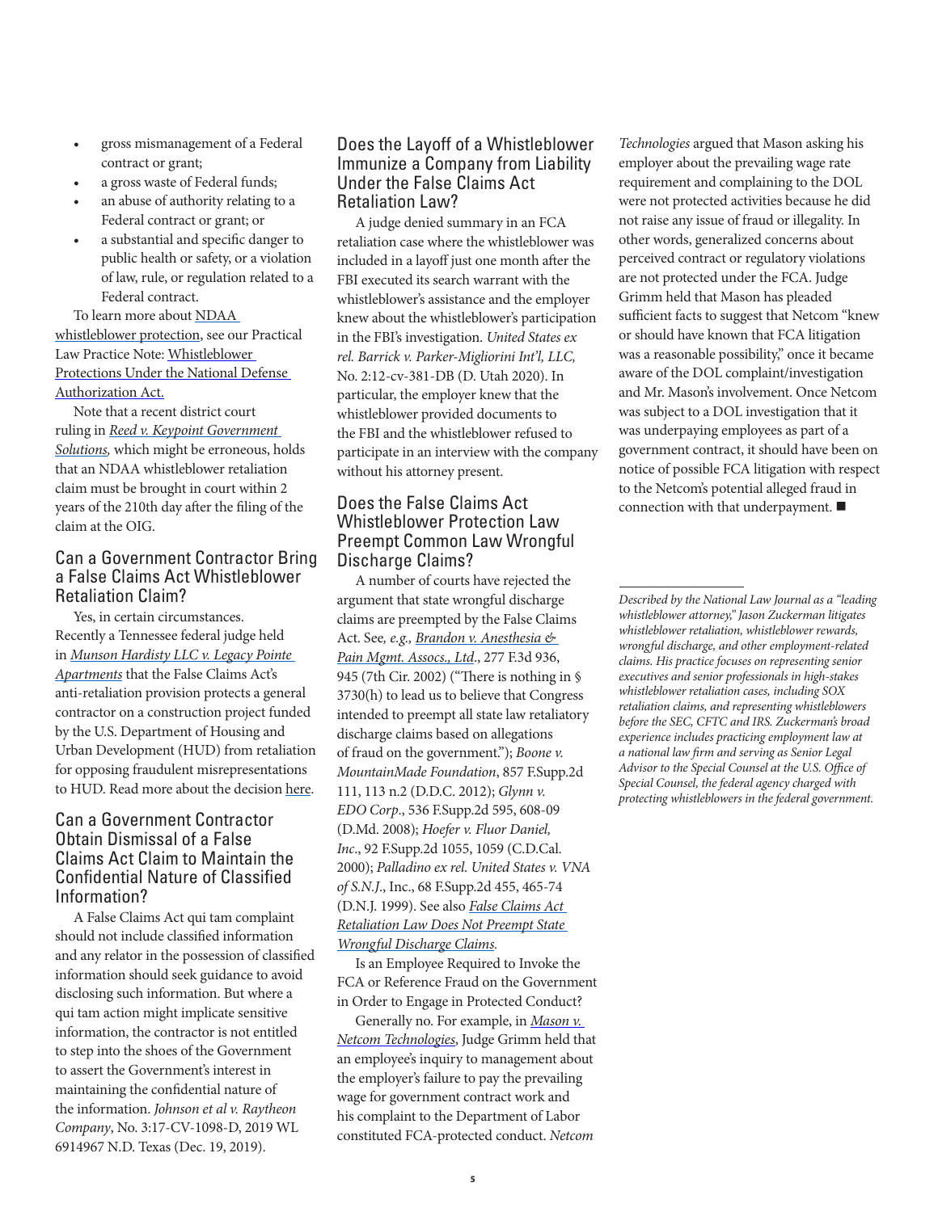- gross mismanagement of a Federal contract or grant;
- a gross waste of Federal funds;
- an abuse of authority relating to a Federal contract or grant; or
- a substantial and specific danger to public health or safety, or a violation of law, rule, or regulation related to a Federal contract.

To learn more about NDAA whistleblower protection, see our Practical Law Practice Note: Whistleblower Protections Under the National Defense Authorization Act.

Note that a recent district court ruling in *Reed v. Keypoint Government Solutions,* which might be erroneous, holds that an NDAA whistleblower retaliation claim must be brought in court within 2 years of the 210th day after the filing of the claim at the OIG.

## Can a Government Contractor Bring a False Claims Act Whistleblower Retaliation Claim?

Yes, in certain circumstances. Recently a Tennessee federal judge held in *Munson Hardisty LLC v. Legacy Pointe Apartments* that the False Claims Act's anti-retaliation provision protects a general contractor on a construction project funded by the U.S. Department of Housing and Urban Development (HUD) from retaliation for opposing fraudulent misrepresentations to HUD. Read more about the decision here.

## Can a Government Contractor Obtain Dismissal of a False Claims Act Claim to Maintain the Confidential Nature of Classified Information?

A False Claims Act qui tam complaint should not include classified information and any relator in the possession of classified information should seek guidance to avoid disclosing such information. But where a qui tam action might implicate sensitive information, the contractor is not entitled to step into the shoes of the Government to assert the Government's interest in maintaining the confidential nature of the information. *Johnson et al v. Raytheon Company*, No. 3:17-CV-1098-D, 2019 WL 6914967 N.D. Texas (Dec. 19, 2019).

## Does the Layoff of a Whistleblower Immunize a Company from Liability Under the False Claims Act Retaliation Law?

A judge denied summary in an FCA retaliation case where the whistleblower was included in a layoff just one month after the FBI executed its search warrant with the whistleblower's assistance and the employer knew about the whistleblower's participation in the FBI's investigation. *United States ex rel. Barrick v. Parker-Migliorini Int'l, LLC,* No. 2:12-cv-381-DB (D. Utah 2020). In particular, the employer knew that the whistleblower provided documents to the FBI and the whistleblower refused to participate in an interview with the company without his attorney present.

## Does the False Claims Act Whistleblower Protection Law Preempt Common Law Wrongful Discharge Claims?

A number of courts have rejected the argument that state wrongful discharge claims are preempted by the False Claims Act. See*, e.g., Brandon v. Anesthesia & Pain Mgmt. Assocs., Ltd*., 277 F.3d 936, 945 (7th Cir. 2002) ("There is nothing in § 3730(h) to lead us to believe that Congress intended to preempt all state law retaliatory discharge claims based on allegations of fraud on the government."); *Boone v. MountainMade Foundation*, 857 F.Supp.2d 111, 113 n.2 (D.D.C. 2012); *Glynn v. EDO Corp*., 536 F.Supp.2d 595, 608-09 (D.Md. 2008); *Hoefer v. Fluor Daniel, Inc*., 92 F.Supp.2d 1055, 1059 (C.D.Cal. 2000); *Palladino ex rel. United States v. VNA of S.N.J*., Inc., 68 F.Supp.2d 455, 465-74 (D.N.J. 1999). See also *False Claims Act Retaliation Law Does Not Preempt State Wrongful Discharge Claims*.

Is an Employee Required to Invoke the FCA or Reference Fraud on the Government in Order to Engage in Protected Conduct?

Generally no. For example, in *Mason v. Netcom Technologies*, Judge Grimm held that an employee's inquiry to management about the employer's failure to pay the prevailing wage for government contract work and his complaint to the Department of Labor constituted FCA-protected conduct. *Netcom Technologies* argued that Mason asking his employer about the prevailing wage rate requirement and complaining to the DOL were not protected activities because he did not raise any issue of fraud or illegality. In other words, generalized concerns about perceived contract or regulatory violations are not protected under the FCA. Judge Grimm held that Mason has pleaded sufficient facts to suggest that Netcom "knew or should have known that FCA litigation was a reasonable possibility," once it became aware of the DOL complaint/investigation and Mr. Mason's involvement. Once Netcom was subject to a DOL investigation that it was underpaying employees as part of a government contract, it should have been on notice of possible FCA litigation with respect to the Netcom's potential alleged fraud in connection with that underpayment. ■

---

*Described by the National Law Journal as a "leading whistleblower attorney," Jason Zuckerman litigates whistleblower retaliation, whistleblower rewards, wrongful discharge, and other employment-related claims. His practice focuses on representing senior executives and senior professionals in high-stakes whistleblower retaliation cases, including SOX retaliation claims, and representing whistleblowers before the SEC, CFTC and IRS. Zuckerman's broad experience includes practicing employment law at a national law firm and serving as Senior Legal Advisor to the Special Counsel at the U.S. Office of Special Counsel, the federal agency charged with protecting whistleblowers in the federal government.*